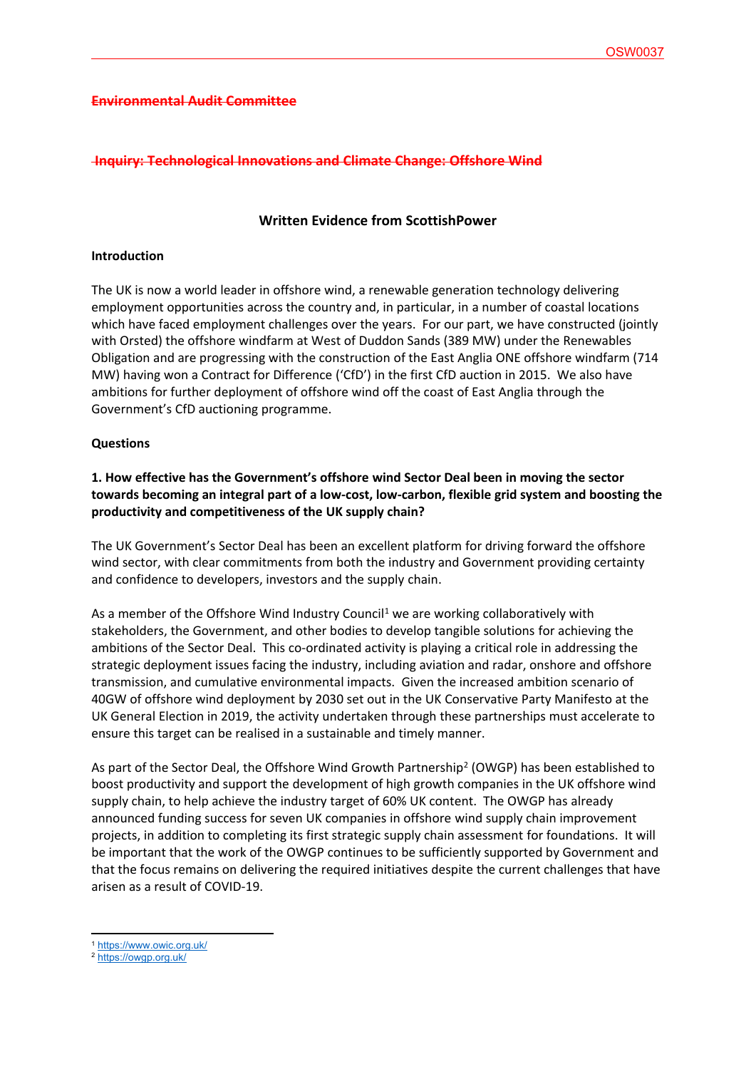OSW0037

**~~Environmental Audit Committee~~**

**~~Inquiry: Technological Innovations and Climate Change: Offshore Wind~~**

## Written Evidence from ScottishPower

### Introduction

The UK is now a world leader in offshore wind, a renewable generation technology delivering employment opportunities across the country and, in particular, in a number of coastal locations which have faced employment challenges over the years. For our part, we have constructed (jointly with Orsted) the offshore windfarm at West of Duddon Sands (389 MW) under the Renewables Obligation and are progressing with the construction of the East Anglia ONE offshore windfarm (714 MW) having won a Contract for Difference ('CfD') in the first CfD auction in 2015. We also have ambitions for further deployment of offshore wind off the coast of East Anglia through the Government's CfD auctioning programme.

### Questions

**1. How effective has the Government's offshore wind Sector Deal been in moving the sector towards becoming an integral part of a low-cost, low-carbon, flexible grid system and boosting the productivity and competitiveness of the UK supply chain?**

The UK Government's Sector Deal has been an excellent platform for driving forward the offshore wind sector, with clear commitments from both the industry and Government providing certainty and confidence to developers, investors and the supply chain.

As a member of the Offshore Wind Industry Council[1] we are working collaboratively with stakeholders, the Government, and other bodies to develop tangible solutions for achieving the ambitions of the Sector Deal. This co-ordinated activity is playing a critical role in addressing the strategic deployment issues facing the industry, including aviation and radar, onshore and offshore transmission, and cumulative environmental impacts. Given the increased ambition scenario of 40GW of offshore wind deployment by 2030 set out in the UK Conservative Party Manifesto at the UK General Election in 2019, the activity undertaken through these partnerships must accelerate to ensure this target can be realised in a sustainable and timely manner.

As part of the Sector Deal, the Offshore Wind Growth Partnership[2] (OWGP) has been established to boost productivity and support the development of high growth companies in the UK offshore wind supply chain, to help achieve the industry target of 60% UK content. The OWGP has already announced funding success for seven UK companies in offshore wind supply chain improvement projects, in addition to completing its first strategic supply chain assessment for foundations. It will be important that the work of the OWGP continues to be sufficiently supported by Government and that the focus remains on delivering the required initiatives despite the current challenges that have arisen as a result of COVID-19.

---

[1] https://www.owic.org.uk/

[2] https://owgp.org.uk/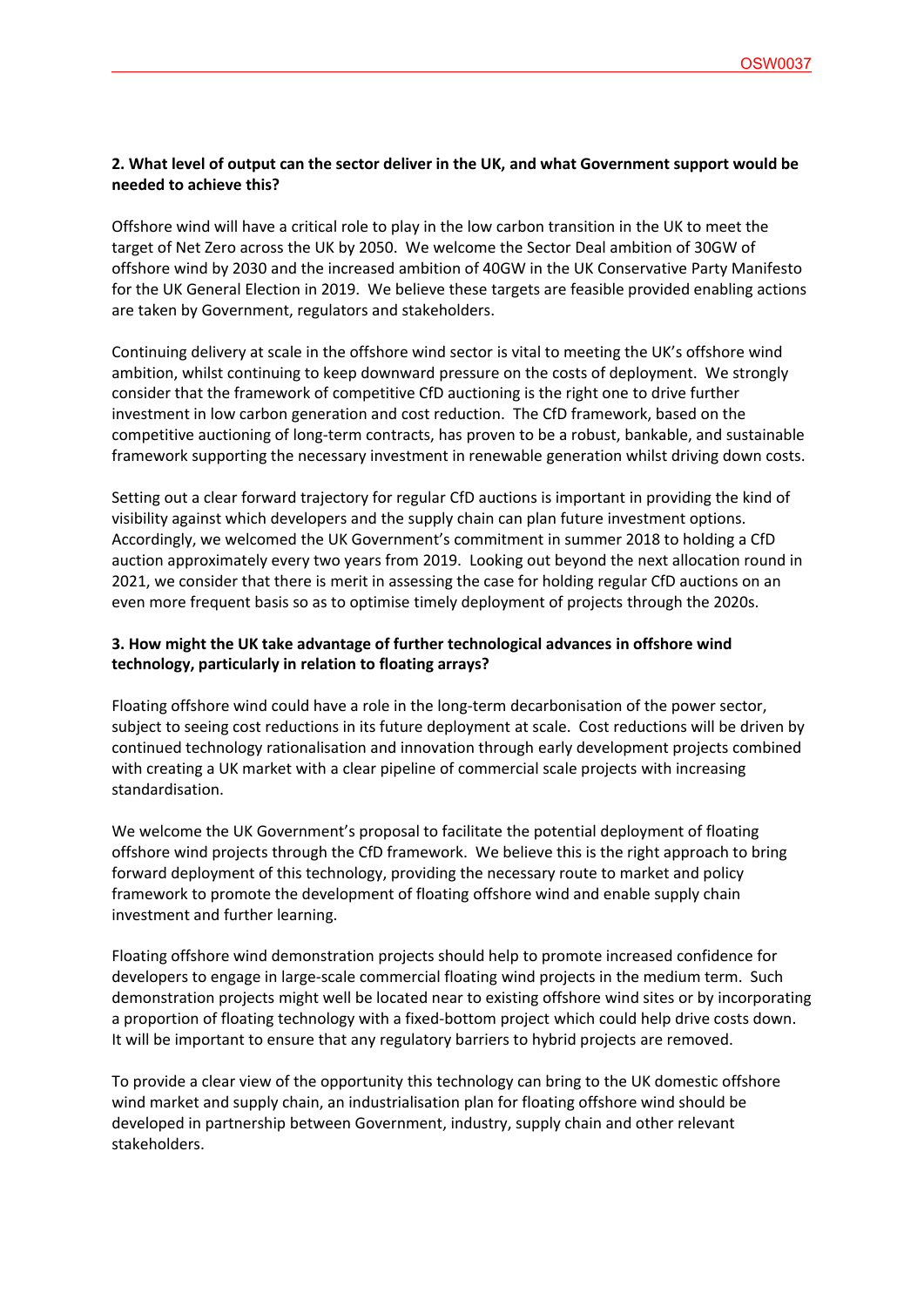**2. What level of output can the sector deliver in the UK, and what Government support would be needed to achieve this?**

Offshore wind will have a critical role to play in the low carbon transition in the UK to meet the target of Net Zero across the UK by 2050. We welcome the Sector Deal ambition of 30GW of offshore wind by 2030 and the increased ambition of 40GW in the UK Conservative Party Manifesto for the UK General Election in 2019. We believe these targets are feasible provided enabling actions are taken by Government, regulators and stakeholders.

Continuing delivery at scale in the offshore wind sector is vital to meeting the UK's offshore wind ambition, whilst continuing to keep downward pressure on the costs of deployment. We strongly consider that the framework of competitive CfD auctioning is the right one to drive further investment in low carbon generation and cost reduction. The CfD framework, based on the competitive auctioning of long-term contracts, has proven to be a robust, bankable, and sustainable framework supporting the necessary investment in renewable generation whilst driving down costs.

Setting out a clear forward trajectory for regular CfD auctions is important in providing the kind of visibility against which developers and the supply chain can plan future investment options. Accordingly, we welcomed the UK Government's commitment in summer 2018 to holding a CfD auction approximately every two years from 2019. Looking out beyond the next allocation round in 2021, we consider that there is merit in assessing the case for holding regular CfD auctions on an even more frequent basis so as to optimise timely deployment of projects through the 2020s.

**3. How might the UK take advantage of further technological advances in offshore wind technology, particularly in relation to floating arrays?**

Floating offshore wind could have a role in the long-term decarbonisation of the power sector, subject to seeing cost reductions in its future deployment at scale. Cost reductions will be driven by continued technology rationalisation and innovation through early development projects combined with creating a UK market with a clear pipeline of commercial scale projects with increasing standardisation.

We welcome the UK Government's proposal to facilitate the potential deployment of floating offshore wind projects through the CfD framework. We believe this is the right approach to bring forward deployment of this technology, providing the necessary route to market and policy framework to promote the development of floating offshore wind and enable supply chain investment and further learning.

Floating offshore wind demonstration projects should help to promote increased confidence for developers to engage in large-scale commercial floating wind projects in the medium term. Such demonstration projects might well be located near to existing offshore wind sites or by incorporating a proportion of floating technology with a fixed-bottom project which could help drive costs down. It will be important to ensure that any regulatory barriers to hybrid projects are removed.

To provide a clear view of the opportunity this technology can bring to the UK domestic offshore wind market and supply chain, an industrialisation plan for floating offshore wind should be developed in partnership between Government, industry, supply chain and other relevant stakeholders.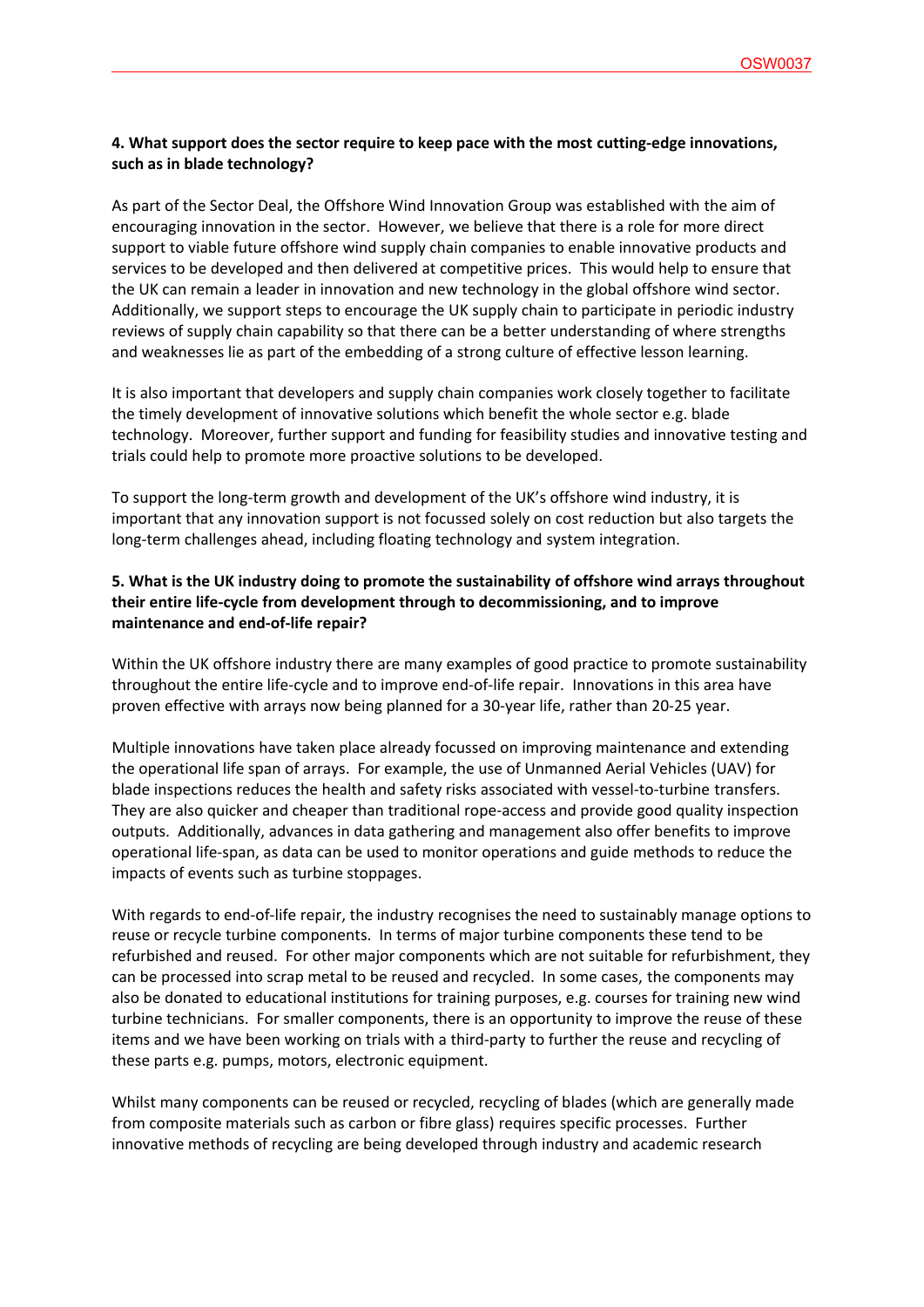**4. What support does the sector require to keep pace with the most cutting-edge innovations, such as in blade technology?**

As part of the Sector Deal, the Offshore Wind Innovation Group was established with the aim of encouraging innovation in the sector. However, we believe that there is a role for more direct support to viable future offshore wind supply chain companies to enable innovative products and services to be developed and then delivered at competitive prices. This would help to ensure that the UK can remain a leader in innovation and new technology in the global offshore wind sector. Additionally, we support steps to encourage the UK supply chain to participate in periodic industry reviews of supply chain capability so that there can be a better understanding of where strengths and weaknesses lie as part of the embedding of a strong culture of effective lesson learning.

It is also important that developers and supply chain companies work closely together to facilitate the timely development of innovative solutions which benefit the whole sector e.g. blade technology. Moreover, further support and funding for feasibility studies and innovative testing and trials could help to promote more proactive solutions to be developed.

To support the long-term growth and development of the UK's offshore wind industry, it is important that any innovation support is not focussed solely on cost reduction but also targets the long-term challenges ahead, including floating technology and system integration.

**5. What is the UK industry doing to promote the sustainability of offshore wind arrays throughout their entire life-cycle from development through to decommissioning, and to improve maintenance and end-of-life repair?**

Within the UK offshore industry there are many examples of good practice to promote sustainability throughout the entire life-cycle and to improve end-of-life repair. Innovations in this area have proven effective with arrays now being planned for a 30-year life, rather than 20-25 year.

Multiple innovations have taken place already focussed on improving maintenance and extending the operational life span of arrays. For example, the use of Unmanned Aerial Vehicles (UAV) for blade inspections reduces the health and safety risks associated with vessel-to-turbine transfers. They are also quicker and cheaper than traditional rope-access and provide good quality inspection outputs. Additionally, advances in data gathering and management also offer benefits to improve operational life-span, as data can be used to monitor operations and guide methods to reduce the impacts of events such as turbine stoppages.

With regards to end-of-life repair, the industry recognises the need to sustainably manage options to reuse or recycle turbine components. In terms of major turbine components these tend to be refurbished and reused. For other major components which are not suitable for refurbishment, they can be processed into scrap metal to be reused and recycled. In some cases, the components may also be donated to educational institutions for training purposes, e.g. courses for training new wind turbine technicians. For smaller components, there is an opportunity to improve the reuse of these items and we have been working on trials with a third-party to further the reuse and recycling of these parts e.g. pumps, motors, electronic equipment.

Whilst many components can be reused or recycled, recycling of blades (which are generally made from composite materials such as carbon or fibre glass) requires specific processes. Further innovative methods of recycling are being developed through industry and academic research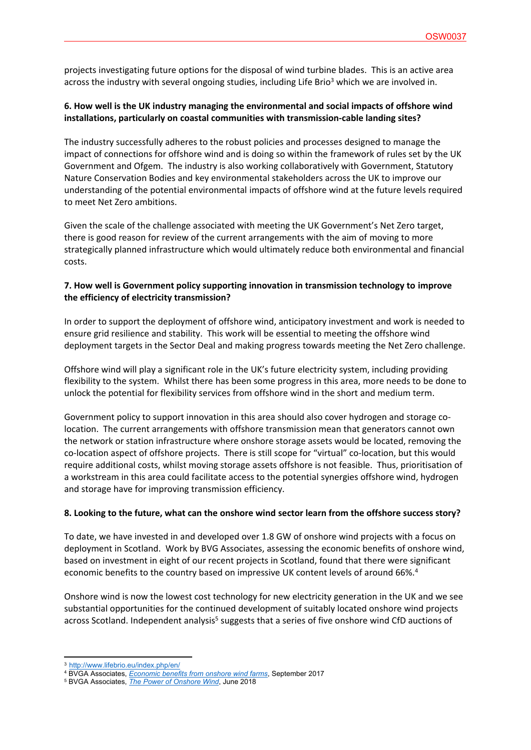projects investigating future options for the disposal of wind turbine blades. This is an active area across the industry with several ongoing studies, including Life Brio[3] which we are involved in.

**6. How well is the UK industry managing the environmental and social impacts of offshore wind installations, particularly on coastal communities with transmission-cable landing sites?**

The industry successfully adheres to the robust policies and processes designed to manage the impact of connections for offshore wind and is doing so within the framework of rules set by the UK Government and Ofgem. The industry is also working collaboratively with Government, Statutory Nature Conservation Bodies and key environmental stakeholders across the UK to improve our understanding of the potential environmental impacts of offshore wind at the future levels required to meet Net Zero ambitions.

Given the scale of the challenge associated with meeting the UK Government's Net Zero target, there is good reason for review of the current arrangements with the aim of moving to more strategically planned infrastructure which would ultimately reduce both environmental and financial costs.

**7. How well is Government policy supporting innovation in transmission technology to improve the efficiency of electricity transmission?**

In order to support the deployment of offshore wind, anticipatory investment and work is needed to ensure grid resilience and stability. This work will be essential to meeting the offshore wind deployment targets in the Sector Deal and making progress towards meeting the Net Zero challenge.

Offshore wind will play a significant role in the UK's future electricity system, including providing flexibility to the system. Whilst there has been some progress in this area, more needs to be done to unlock the potential for flexibility services from offshore wind in the short and medium term.

Government policy to support innovation in this area should also cover hydrogen and storage co-location. The current arrangements with offshore transmission mean that generators cannot own the network or station infrastructure where onshore storage assets would be located, removing the co-location aspect of offshore projects. There is still scope for "virtual" co-location, but this would require additional costs, whilst moving storage assets offshore is not feasible. Thus, prioritisation of a workstream in this area could facilitate access to the potential synergies offshore wind, hydrogen and storage have for improving transmission efficiency.

**8. Looking to the future, what can the onshore wind sector learn from the offshore success story?**

To date, we have invested in and developed over 1.8 GW of onshore wind projects with a focus on deployment in Scotland. Work by BVG Associates, assessing the economic benefits of onshore wind, based on investment in eight of our recent projects in Scotland, found that there were significant economic benefits to the country based on impressive UK content levels of around 66%.[4]

Onshore wind is now the lowest cost technology for new electricity generation in the UK and we see substantial opportunities for the continued development of suitably located onshore wind projects across Scotland. Independent analysis[5] suggests that a series of five onshore wind CfD auctions of

---

[3] http://www.lifebrio.eu/index.php/en/

[4] BVGA Associates, *Economic benefits from onshore wind farms*, September 2017

[5] BVGA Associates, *The Power of Onshore Wind*, June 2018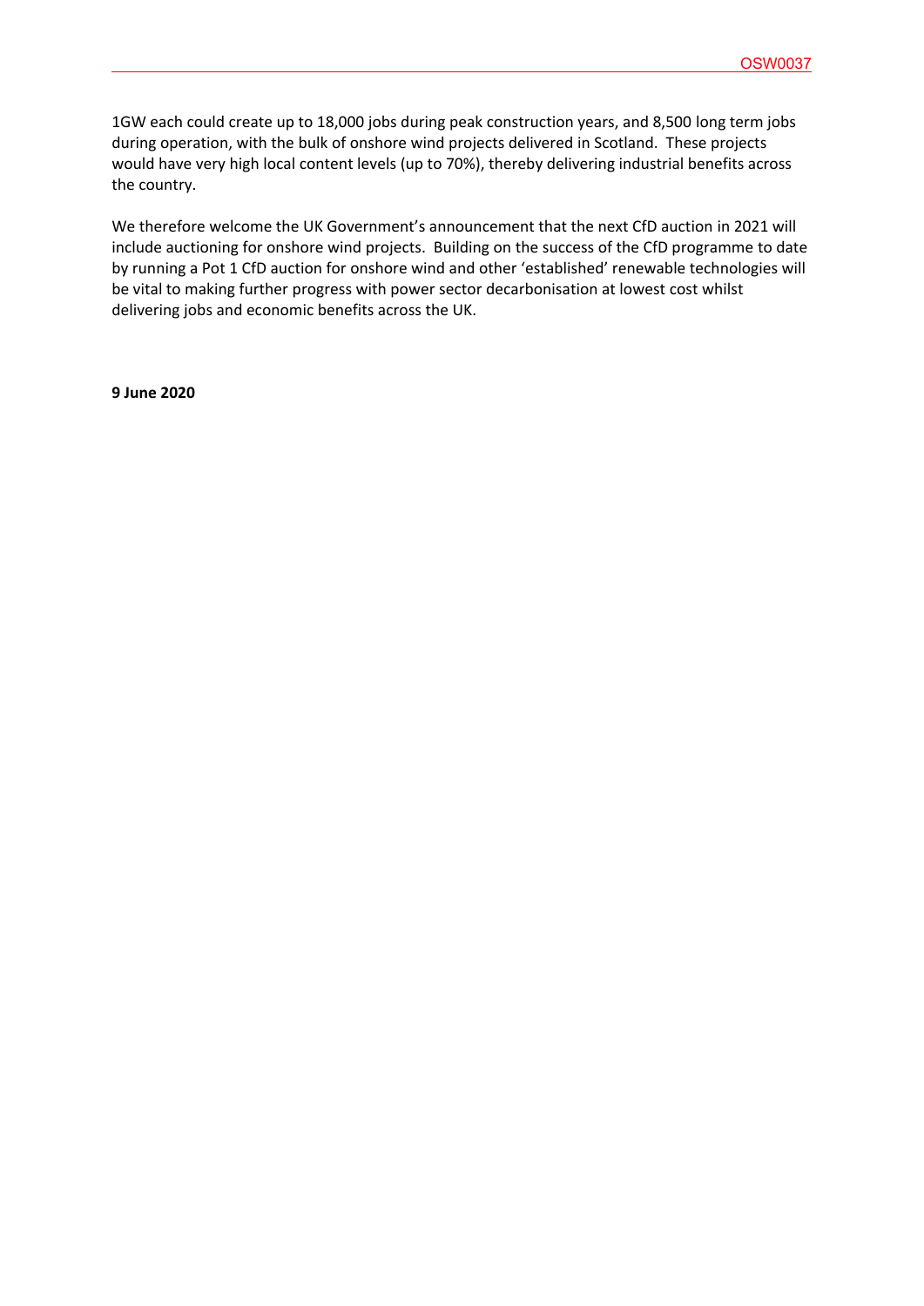1GW each could create up to 18,000 jobs during peak construction years, and 8,500 long term jobs during operation, with the bulk of onshore wind projects delivered in Scotland.  These projects would have very high local content levels (up to 70%), thereby delivering industrial benefits across the country.

We therefore welcome the UK Government's announcement that the next CfD auction in 2021 will include auctioning for onshore wind projects.  Building on the success of the CfD programme to date by running a Pot 1 CfD auction for onshore wind and other 'established' renewable technologies will be vital to making further progress with power sector decarbonisation at lowest cost whilst delivering jobs and economic benefits across the UK.

**9 June 2020**